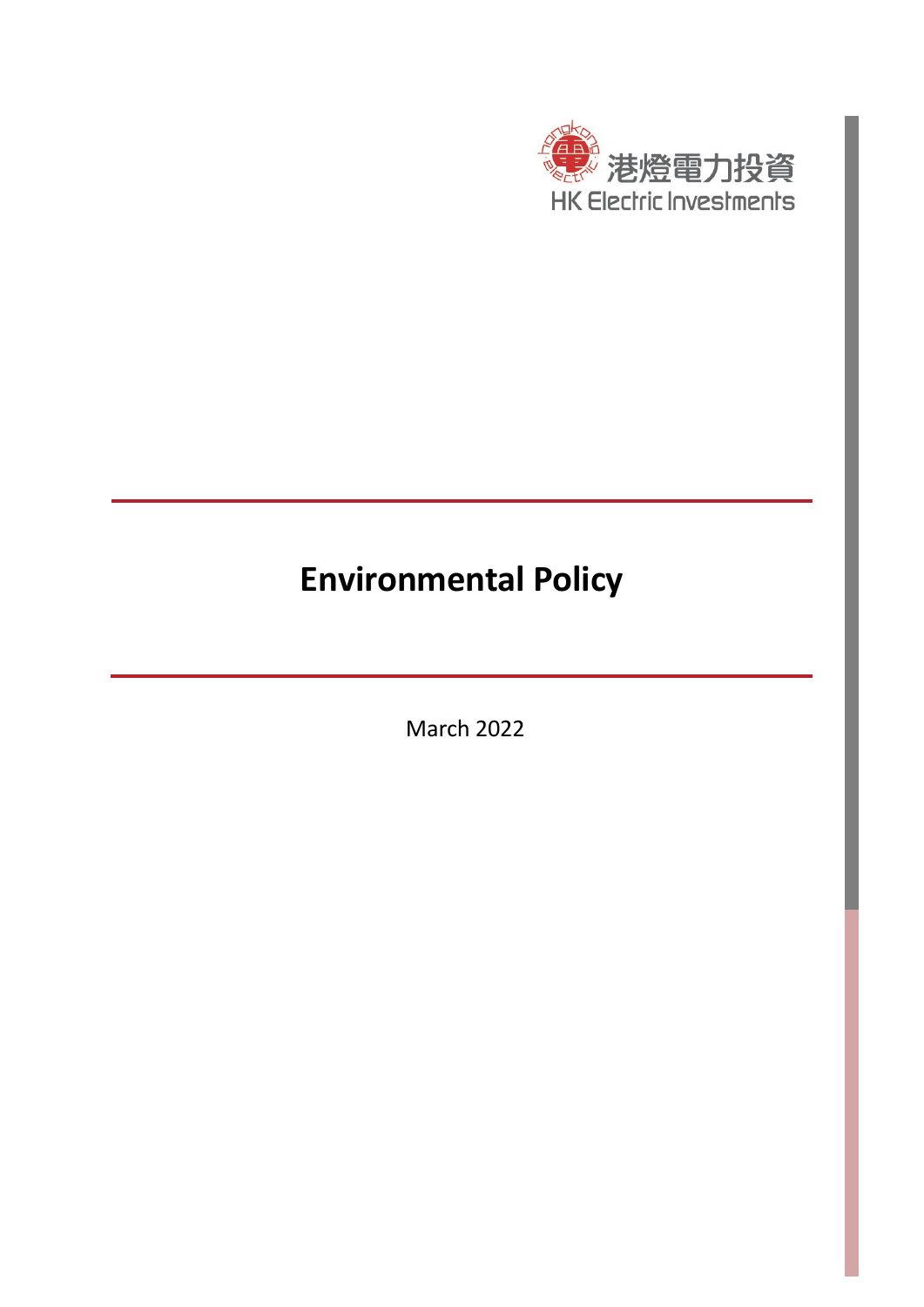港燈電力投資
HK Electric Investments

# Environmental Policy

March 2022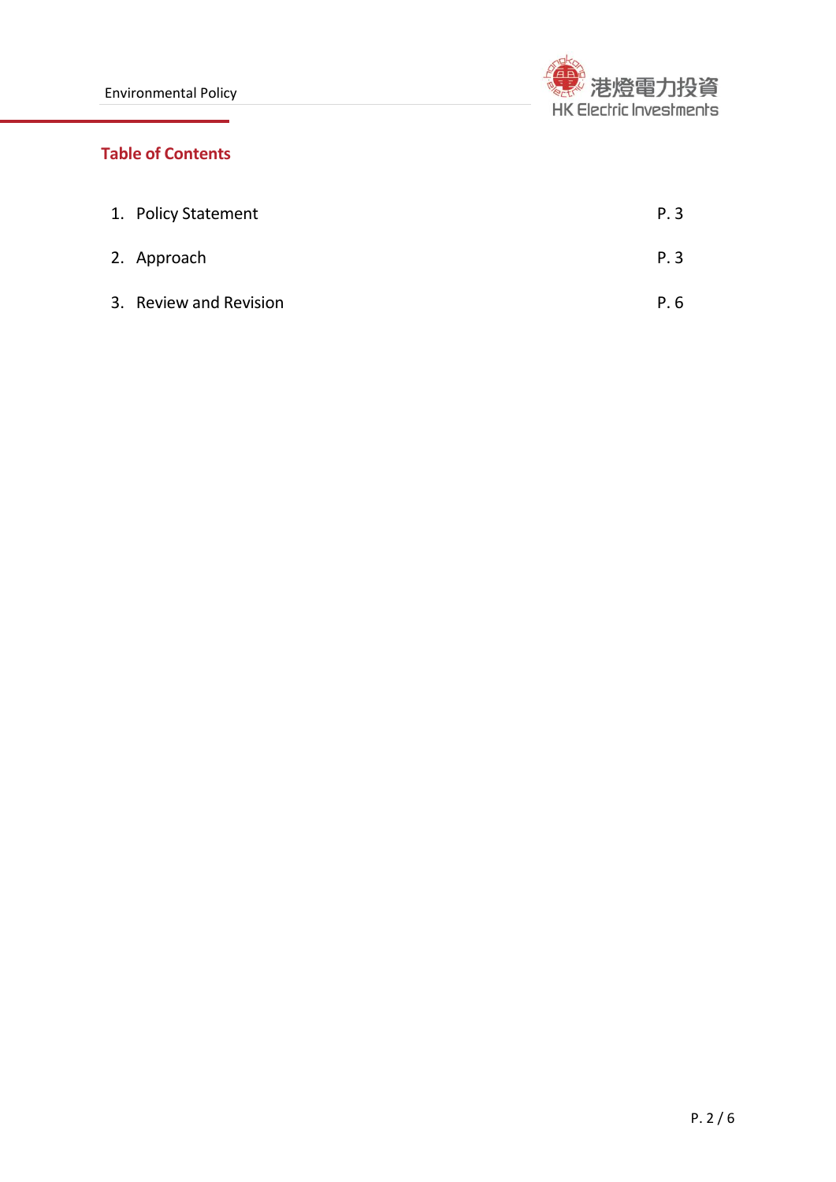## Table of Contents

| | |
|---|---|
| 1. Policy Statement | P. 3 |
| 2. Approach | P. 3 |
| 3. Review and Revision | P. 6 |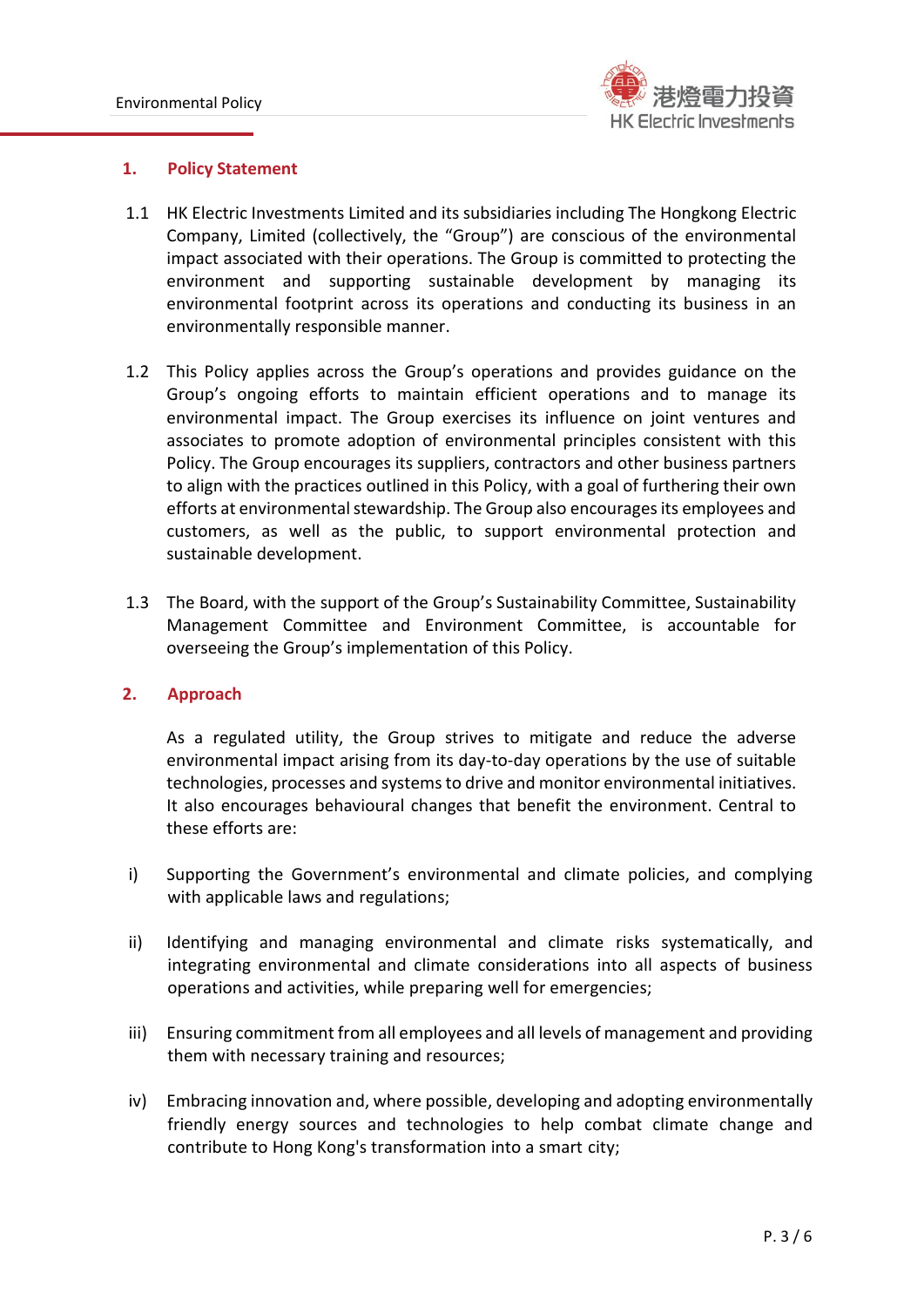## 1. Policy Statement

1.1 HK Electric Investments Limited and its subsidiaries including The Hongkong Electric Company, Limited (collectively, the "Group") are conscious of the environmental impact associated with their operations. The Group is committed to protecting the environment and supporting sustainable development by managing its environmental footprint across its operations and conducting its business in an environmentally responsible manner.

1.2 This Policy applies across the Group's operations and provides guidance on the Group's ongoing efforts to maintain efficient operations and to manage its environmental impact. The Group exercises its influence on joint ventures and associates to promote adoption of environmental principles consistent with this Policy. The Group encourages its suppliers, contractors and other business partners to align with the practices outlined in this Policy, with a goal of furthering their own efforts at environmental stewardship. The Group also encourages its employees and customers, as well as the public, to support environmental protection and sustainable development.

1.3 The Board, with the support of the Group's Sustainability Committee, Sustainability Management Committee and Environment Committee, is accountable for overseeing the Group's implementation of this Policy.

## 2. Approach

As a regulated utility, the Group strives to mitigate and reduce the adverse environmental impact arising from its day-to-day operations by the use of suitable technologies, processes and systems to drive and monitor environmental initiatives. It also encourages behavioural changes that benefit the environment. Central to these efforts are:

i) Supporting the Government's environmental and climate policies, and complying with applicable laws and regulations;

ii) Identifying and managing environmental and climate risks systematically, and integrating environmental and climate considerations into all aspects of business operations and activities, while preparing well for emergencies;

iii) Ensuring commitment from all employees and all levels of management and providing them with necessary training and resources;

iv) Embracing innovation and, where possible, developing and adopting environmentally friendly energy sources and technologies to help combat climate change and contribute to Hong Kong's transformation into a smart city;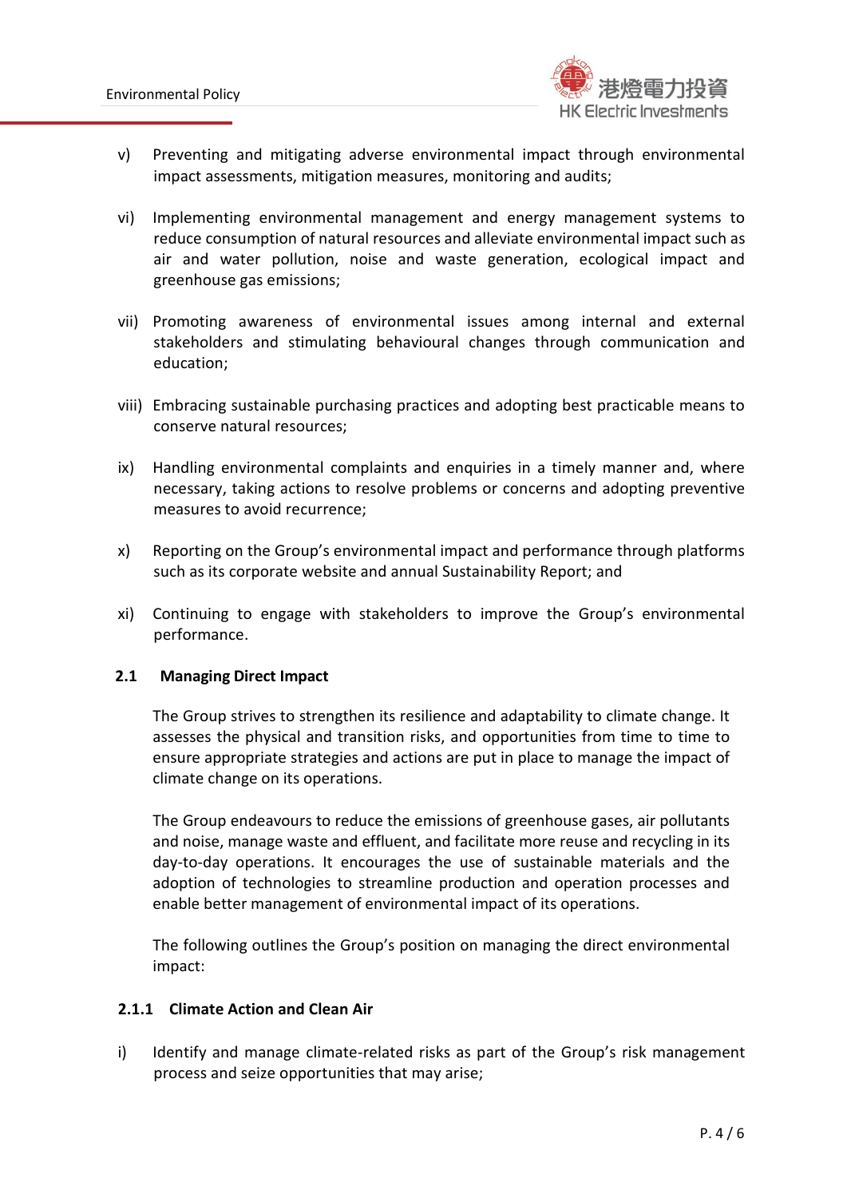v) Preventing and mitigating adverse environmental impact through environmental impact assessments, mitigation measures, monitoring and audits;

vi) Implementing environmental management and energy management systems to reduce consumption of natural resources and alleviate environmental impact such as air and water pollution, noise and waste generation, ecological impact and greenhouse gas emissions;

vii) Promoting awareness of environmental issues among internal and external stakeholders and stimulating behavioural changes through communication and education;

viii) Embracing sustainable purchasing practices and adopting best practicable means to conserve natural resources;

ix) Handling environmental complaints and enquiries in a timely manner and, where necessary, taking actions to resolve problems or concerns and adopting preventive measures to avoid recurrence;

x) Reporting on the Group's environmental impact and performance through platforms such as its corporate website and annual Sustainability Report; and

xi) Continuing to engage with stakeholders to improve the Group's environmental performance.

### 2.1 Managing Direct Impact

The Group strives to strengthen its resilience and adaptability to climate change. It assesses the physical and transition risks, and opportunities from time to time to ensure appropriate strategies and actions are put in place to manage the impact of climate change on its operations.

The Group endeavours to reduce the emissions of greenhouse gases, air pollutants and noise, manage waste and effluent, and facilitate more reuse and recycling in its day-to-day operations. It encourages the use of sustainable materials and the adoption of technologies to streamline production and operation processes and enable better management of environmental impact of its operations.

The following outlines the Group's position on managing the direct environmental impact:

#### 2.1.1 Climate Action and Clean Air

i) Identify and manage climate-related risks as part of the Group's risk management process and seize opportunities that may arise;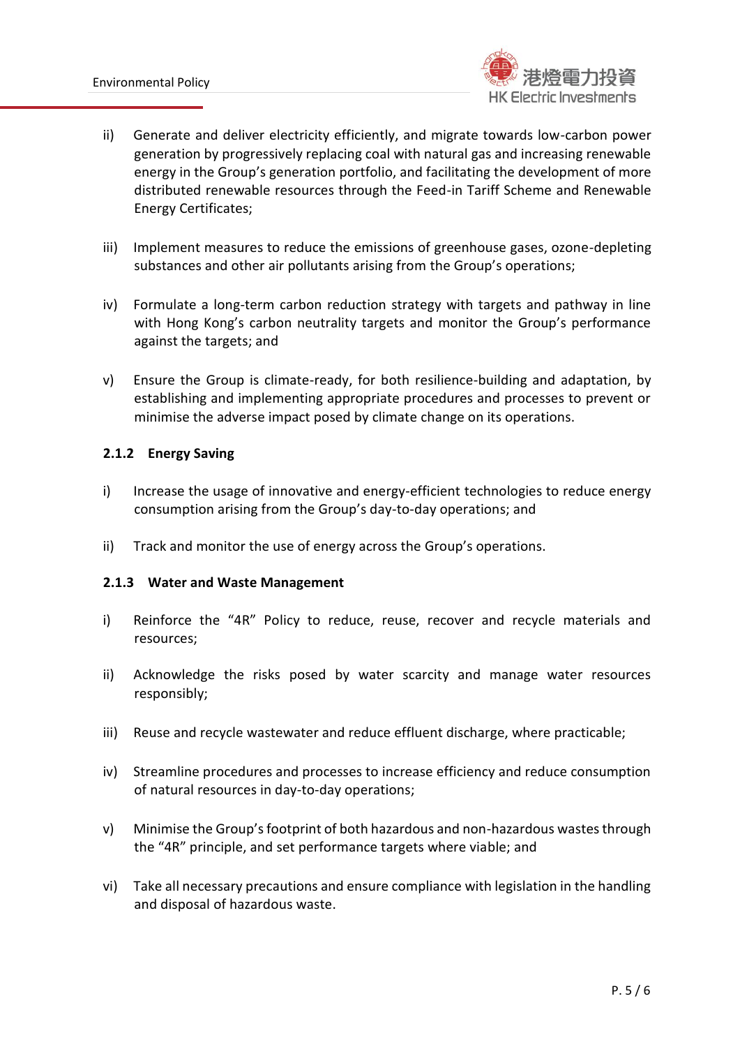ii) Generate and deliver electricity efficiently, and migrate towards low-carbon power generation by progressively replacing coal with natural gas and increasing renewable energy in the Group's generation portfolio, and facilitating the development of more distributed renewable resources through the Feed-in Tariff Scheme and Renewable Energy Certificates;

iii) Implement measures to reduce the emissions of greenhouse gases, ozone-depleting substances and other air pollutants arising from the Group's operations;

iv) Formulate a long-term carbon reduction strategy with targets and pathway in line with Hong Kong's carbon neutrality targets and monitor the Group's performance against the targets; and

v) Ensure the Group is climate-ready, for both resilience-building and adaptation, by establishing and implementing appropriate procedures and processes to prevent or minimise the adverse impact posed by climate change on its operations.

#### 2.1.2 Energy Saving

i) Increase the usage of innovative and energy-efficient technologies to reduce energy consumption arising from the Group's day-to-day operations; and

ii) Track and monitor the use of energy across the Group's operations.

#### 2.1.3 Water and Waste Management

i) Reinforce the "4R" Policy to reduce, reuse, recover and recycle materials and resources;

ii) Acknowledge the risks posed by water scarcity and manage water resources responsibly;

iii) Reuse and recycle wastewater and reduce effluent discharge, where practicable;

iv) Streamline procedures and processes to increase efficiency and reduce consumption of natural resources in day-to-day operations;

v) Minimise the Group's footprint of both hazardous and non-hazardous wastes through the "4R" principle, and set performance targets where viable; and

vi) Take all necessary precautions and ensure compliance with legislation in the handling and disposal of hazardous waste.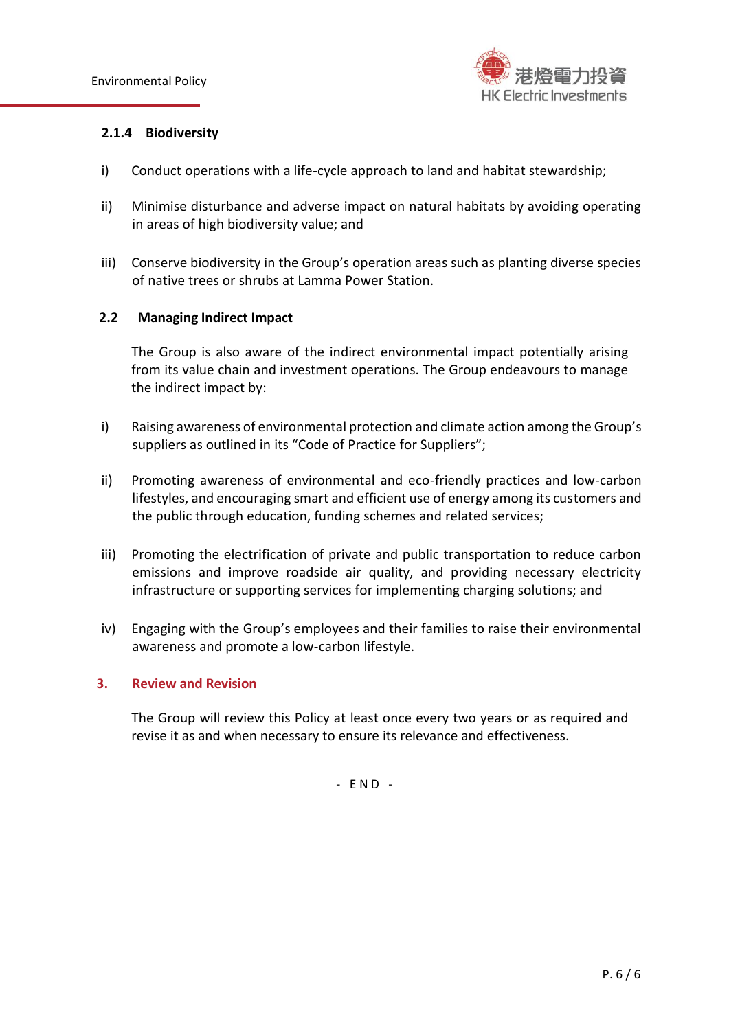#### 2.1.4 Biodiversity

i) Conduct operations with a life-cycle approach to land and habitat stewardship;

ii) Minimise disturbance and adverse impact on natural habitats by avoiding operating in areas of high biodiversity value; and

iii) Conserve biodiversity in the Group's operation areas such as planting diverse species of native trees or shrubs at Lamma Power Station.

### 2.2 Managing Indirect Impact

The Group is also aware of the indirect environmental impact potentially arising from its value chain and investment operations. The Group endeavours to manage the indirect impact by:

i) Raising awareness of environmental protection and climate action among the Group's suppliers as outlined in its "Code of Practice for Suppliers";

ii) Promoting awareness of environmental and eco-friendly practices and low-carbon lifestyles, and encouraging smart and efficient use of energy among its customers and the public through education, funding schemes and related services;

iii) Promoting the electrification of private and public transportation to reduce carbon emissions and improve roadside air quality, and providing necessary electricity infrastructure or supporting services for implementing charging solutions; and

iv) Engaging with the Group's employees and their families to raise their environmental awareness and promote a low-carbon lifestyle.

## 3. Review and Revision

The Group will review this Policy at least once every two years or as required and revise it as and when necessary to ensure its relevance and effectiveness.

- END -